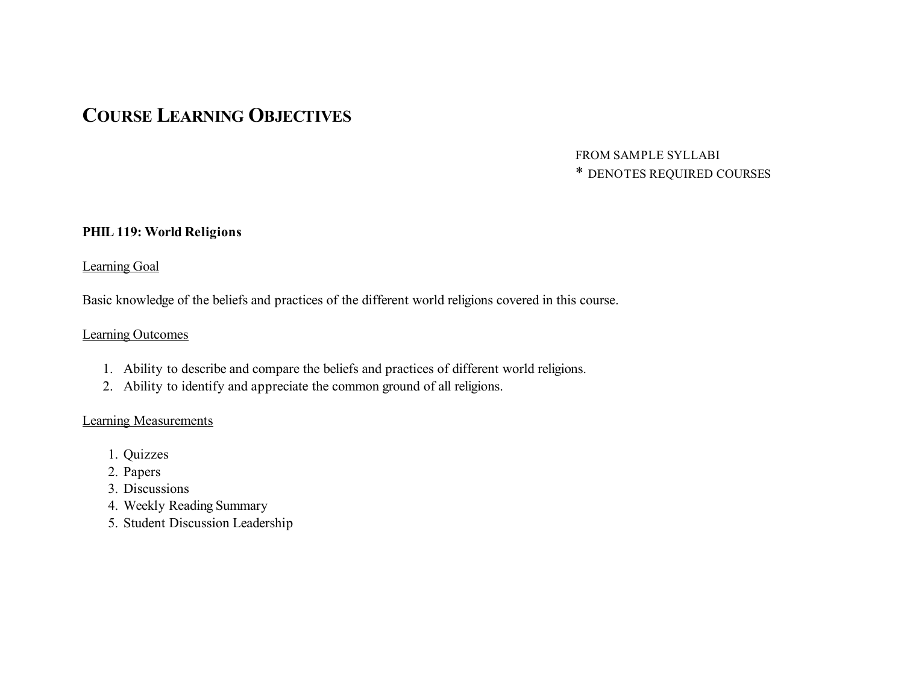# COURSE LEARNING OBJECTIVES

FROM SAMPLE SYLLABI
* DENOTES REQUIRED COURSES

**PHIL 119: World Religions**

Learning Goal

Basic knowledge of the beliefs and practices of the different world religions covered in this course.

Learning Outcomes

1. Ability to describe and compare the beliefs and practices of different world religions.
2. Ability to identify and appreciate the common ground of all religions.

Learning Measurements

1. Quizzes
2. Papers
3. Discussions
4. Weekly Reading Summary
5. Student Discussion Leadership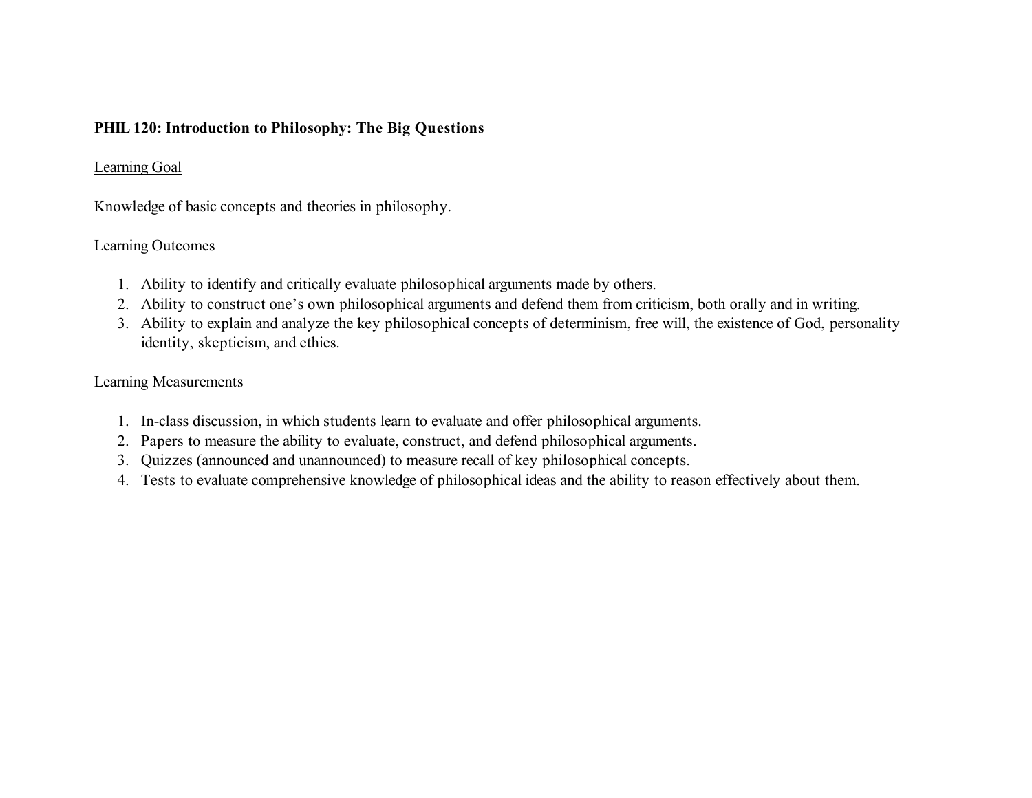**PHIL 120: Introduction to Philosophy: The Big Questions**

Learning Goal

Knowledge of basic concepts and theories in philosophy.

Learning Outcomes

1. Ability to identify and critically evaluate philosophical arguments made by others.
2. Ability to construct one's own philosophical arguments and defend them from criticism, both orally and in writing.
3. Ability to explain and analyze the key philosophical concepts of determinism, free will, the existence of God, personality identity, skepticism, and ethics.

Learning Measurements

1. In-class discussion, in which students learn to evaluate and offer philosophical arguments.
2. Papers to measure the ability to evaluate, construct, and defend philosophical arguments.
3. Quizzes (announced and unannounced) to measure recall of key philosophical concepts.
4. Tests to evaluate comprehensive knowledge of philosophical ideas and the ability to reason effectively about them.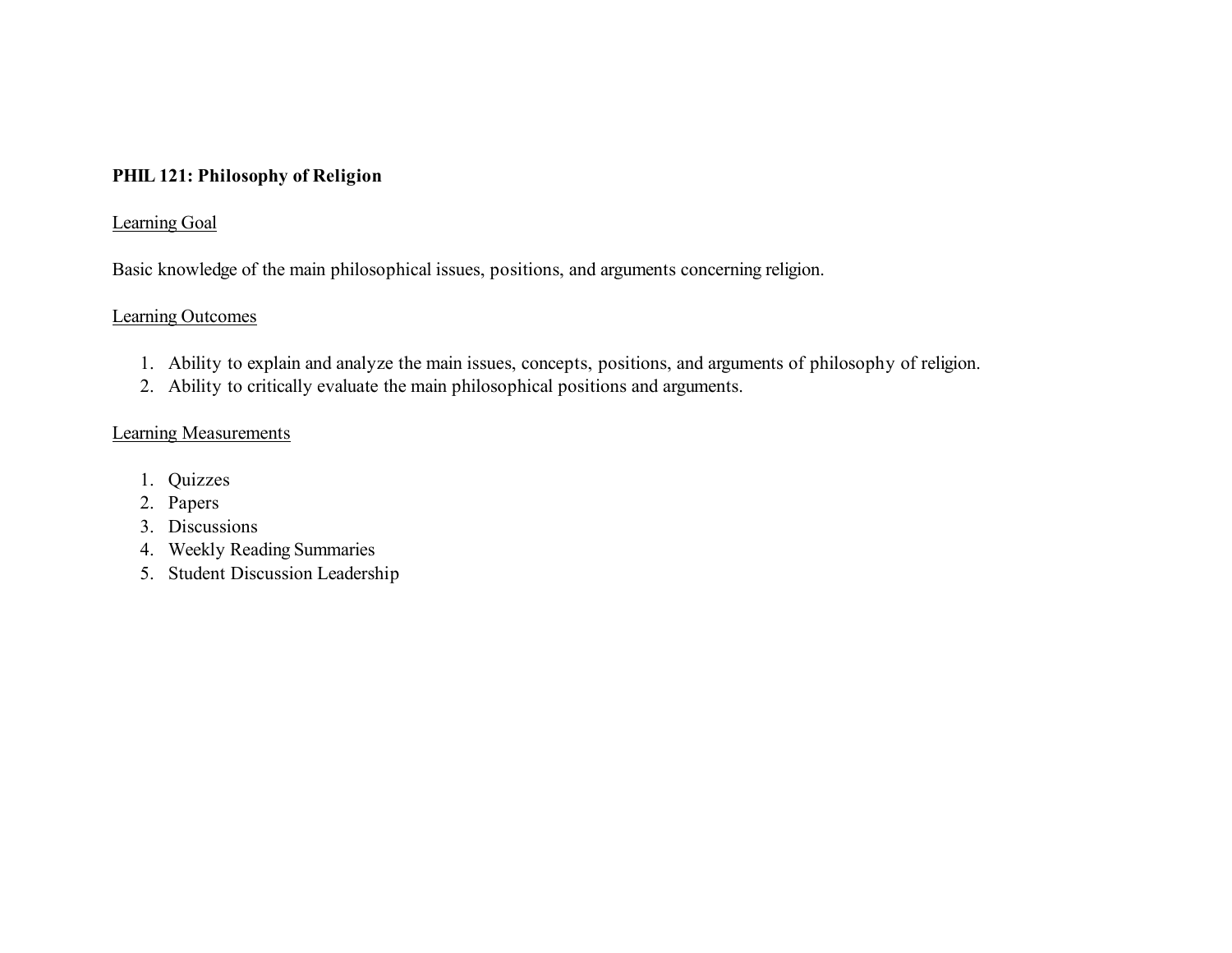**PHIL 121: Philosophy of Religion**

Learning Goal

Basic knowledge of the main philosophical issues, positions, and arguments concerning religion.

Learning Outcomes

1. Ability to explain and analyze the main issues, concepts, positions, and arguments of philosophy of religion.
2. Ability to critically evaluate the main philosophical positions and arguments.

Learning Measurements

1. Quizzes
2. Papers
3. Discussions
4. Weekly Reading Summaries
5. Student Discussion Leadership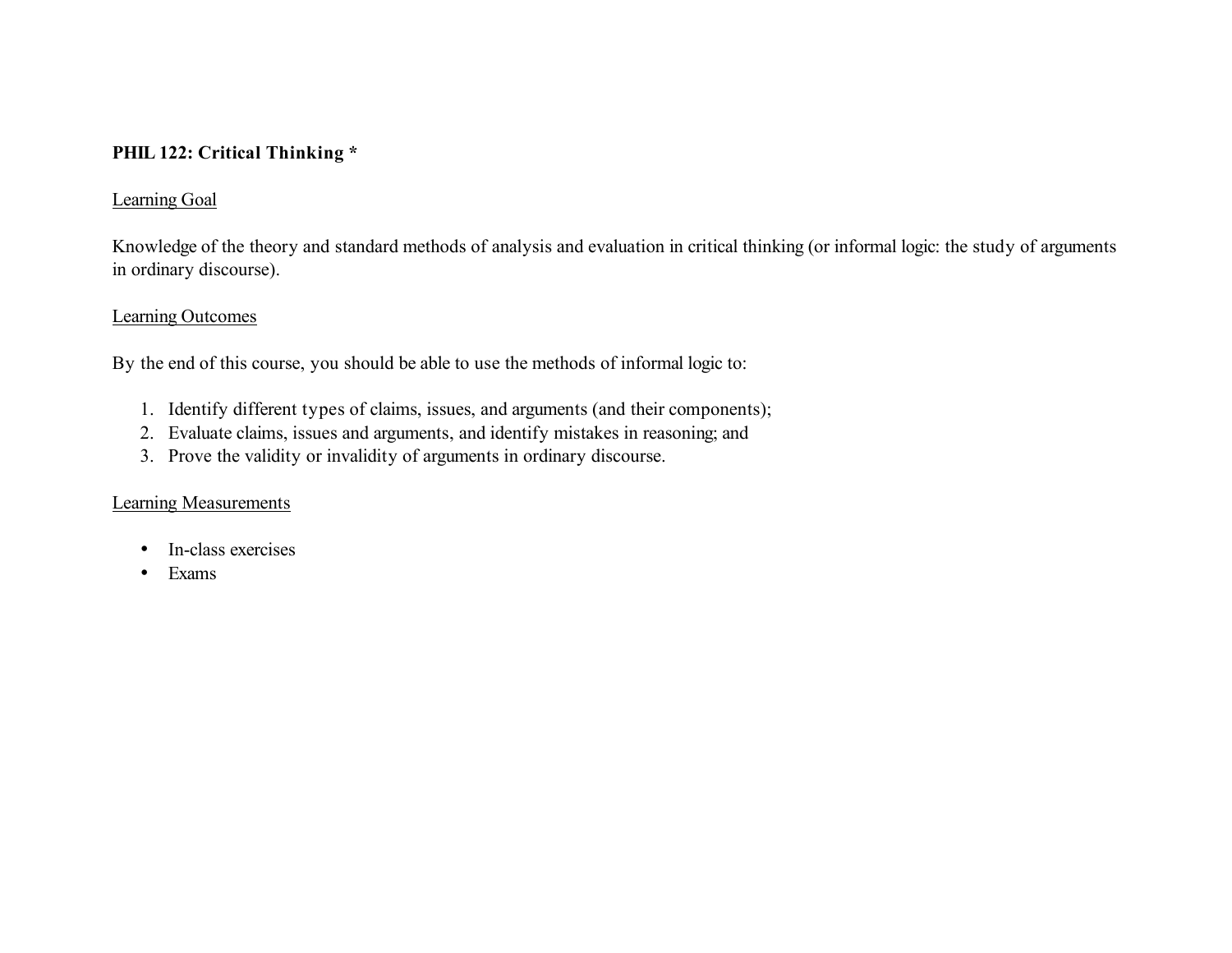**PHIL 122: Critical Thinking ***

Learning Goal

Knowledge of the theory and standard methods of analysis and evaluation in critical thinking (or informal logic: the study of arguments in ordinary discourse).

Learning Outcomes

By the end of this course, you should be able to use the methods of informal logic to:

1. Identify different types of claims, issues, and arguments (and their components);
2. Evaluate claims, issues and arguments, and identify mistakes in reasoning; and
3. Prove the validity or invalidity of arguments in ordinary discourse.

Learning Measurements

- In-class exercises
- Exams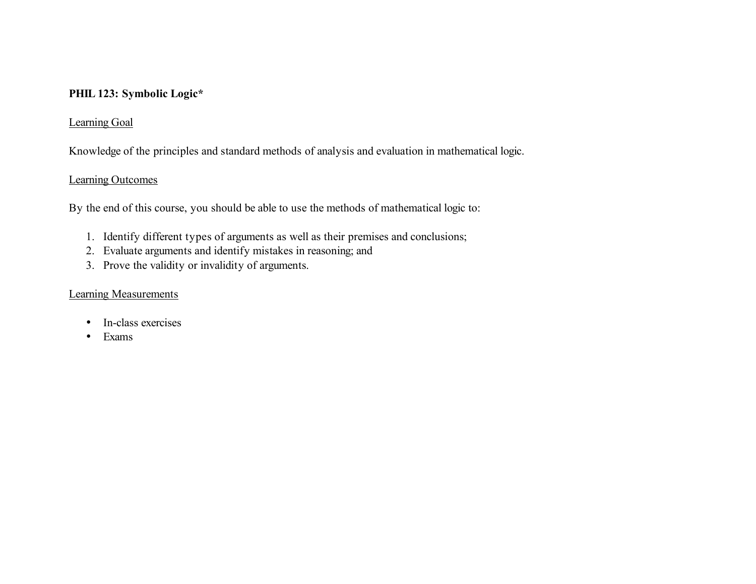**PHIL 123: Symbolic Logic***

Learning Goal

Knowledge of the principles and standard methods of analysis and evaluation in mathematical logic.

Learning Outcomes

By the end of this course, you should be able to use the methods of mathematical logic to:

1. Identify different types of arguments as well as their premises and conclusions;
2. Evaluate arguments and identify mistakes in reasoning; and
3. Prove the validity or invalidity of arguments.

Learning Measurements

- In-class exercises
- Exams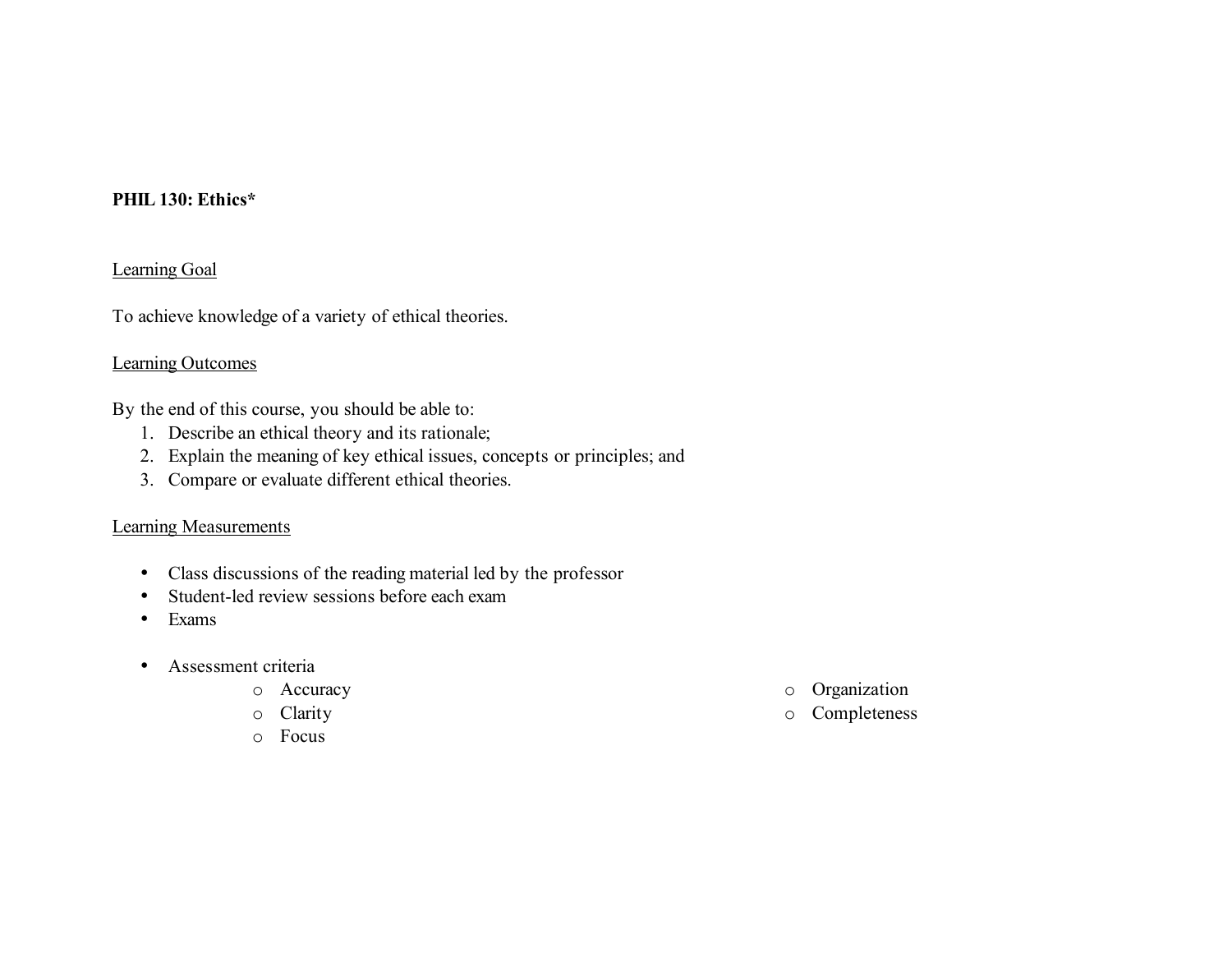**PHIL 130: Ethics***

Learning Goal

To achieve knowledge of a variety of ethical theories.

Learning Outcomes

By the end of this course, you should be able to:

1. Describe an ethical theory and its rationale;
2. Explain the meaning of key ethical issues, concepts or principles; and
3. Compare or evaluate different ethical theories.

Learning Measurements

- Class discussions of the reading material led by the professor
- Student-led review sessions before each exam
- Exams

- Assessment criteria
    - Accuracy
    - Clarity
    - Focus
    - Organization
    - Completeness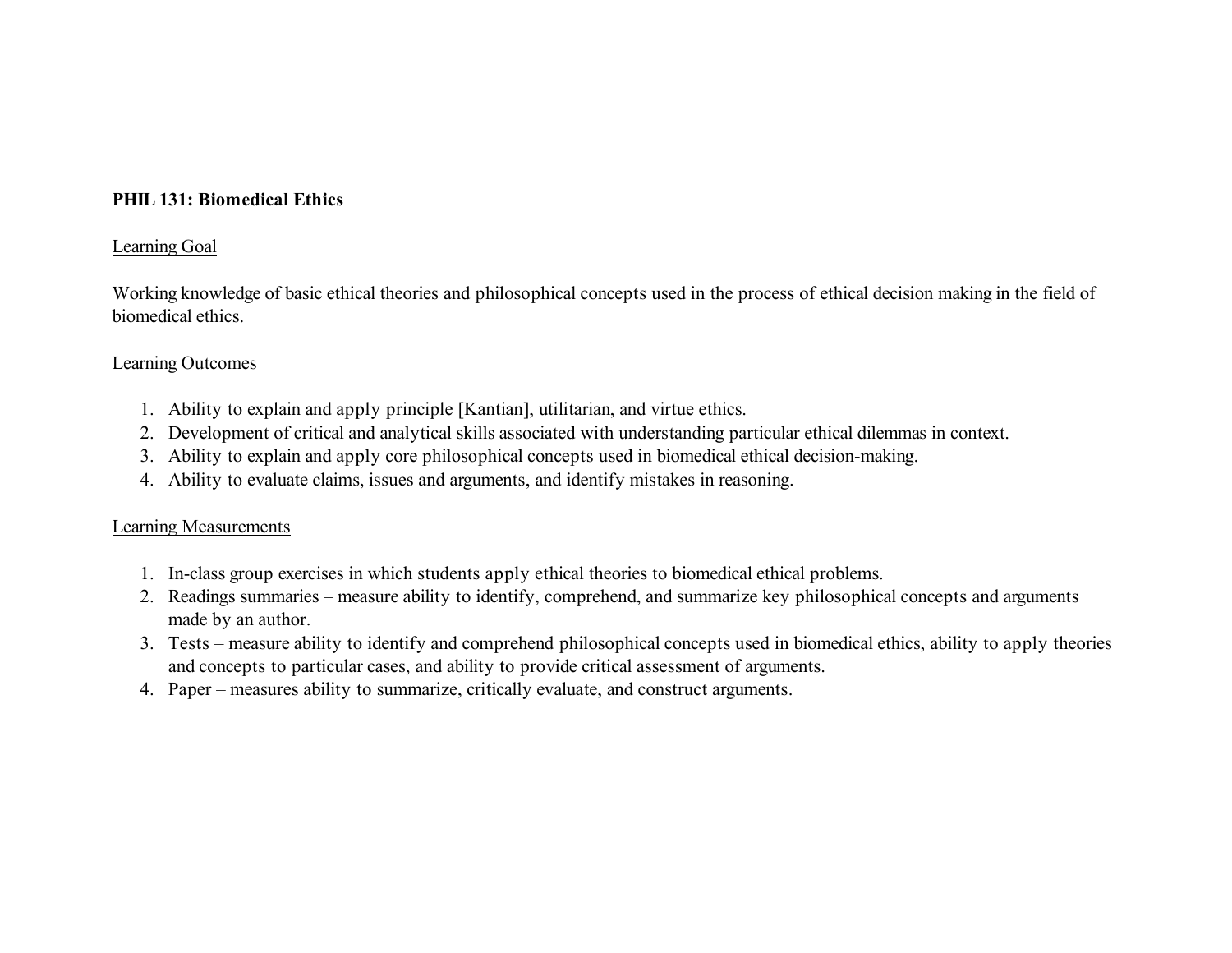**PHIL 131: Biomedical Ethics**

Learning Goal

Working knowledge of basic ethical theories and philosophical concepts used in the process of ethical decision making in the field of biomedical ethics.

Learning Outcomes

1. Ability to explain and apply principle [Kantian], utilitarian, and virtue ethics.
2. Development of critical and analytical skills associated with understanding particular ethical dilemmas in context.
3. Ability to explain and apply core philosophical concepts used in biomedical ethical decision-making.
4. Ability to evaluate claims, issues and arguments, and identify mistakes in reasoning.

Learning Measurements

1. In-class group exercises in which students apply ethical theories to biomedical ethical problems.
2. Readings summaries – measure ability to identify, comprehend, and summarize key philosophical concepts and arguments made by an author.
3. Tests – measure ability to identify and comprehend philosophical concepts used in biomedical ethics, ability to apply theories and concepts to particular cases, and ability to provide critical assessment of arguments.
4. Paper – measures ability to summarize, critically evaluate, and construct arguments.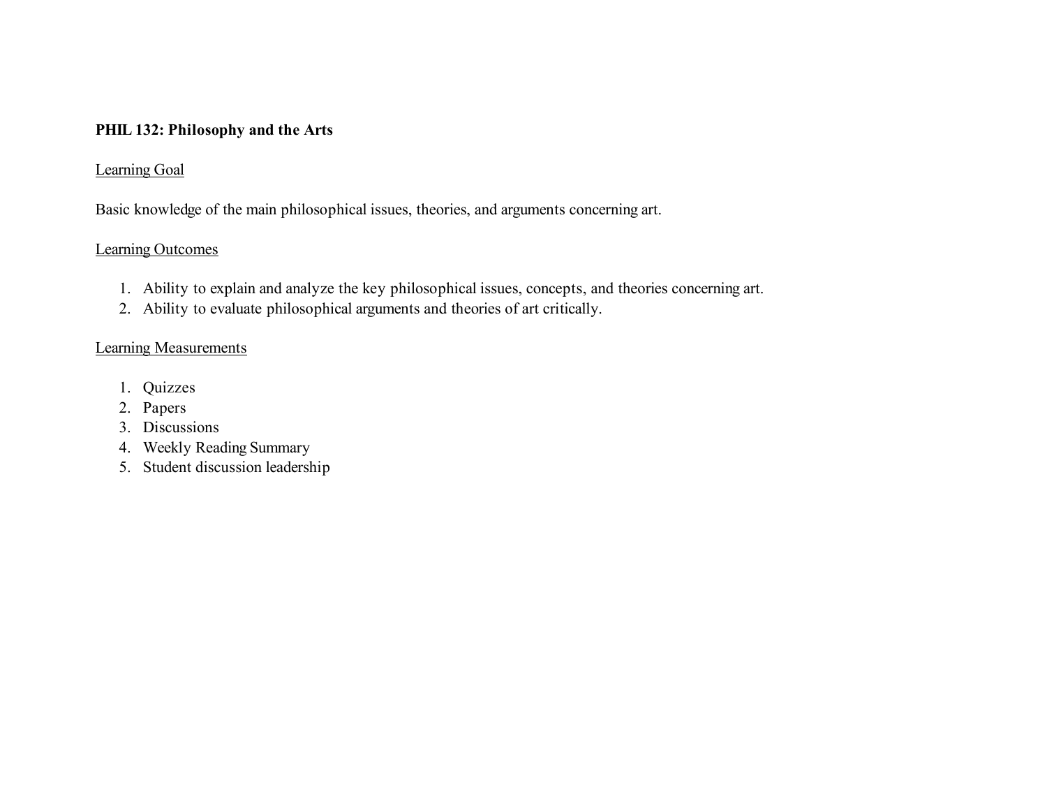**PHIL 132: Philosophy and the Arts**

Learning Goal

Basic knowledge of the main philosophical issues, theories, and arguments concerning art.

Learning Outcomes

1. Ability to explain and analyze the key philosophical issues, concepts, and theories concerning art.
2. Ability to evaluate philosophical arguments and theories of art critically.

Learning Measurements

1. Quizzes
2. Papers
3. Discussions
4. Weekly Reading Summary
5. Student discussion leadership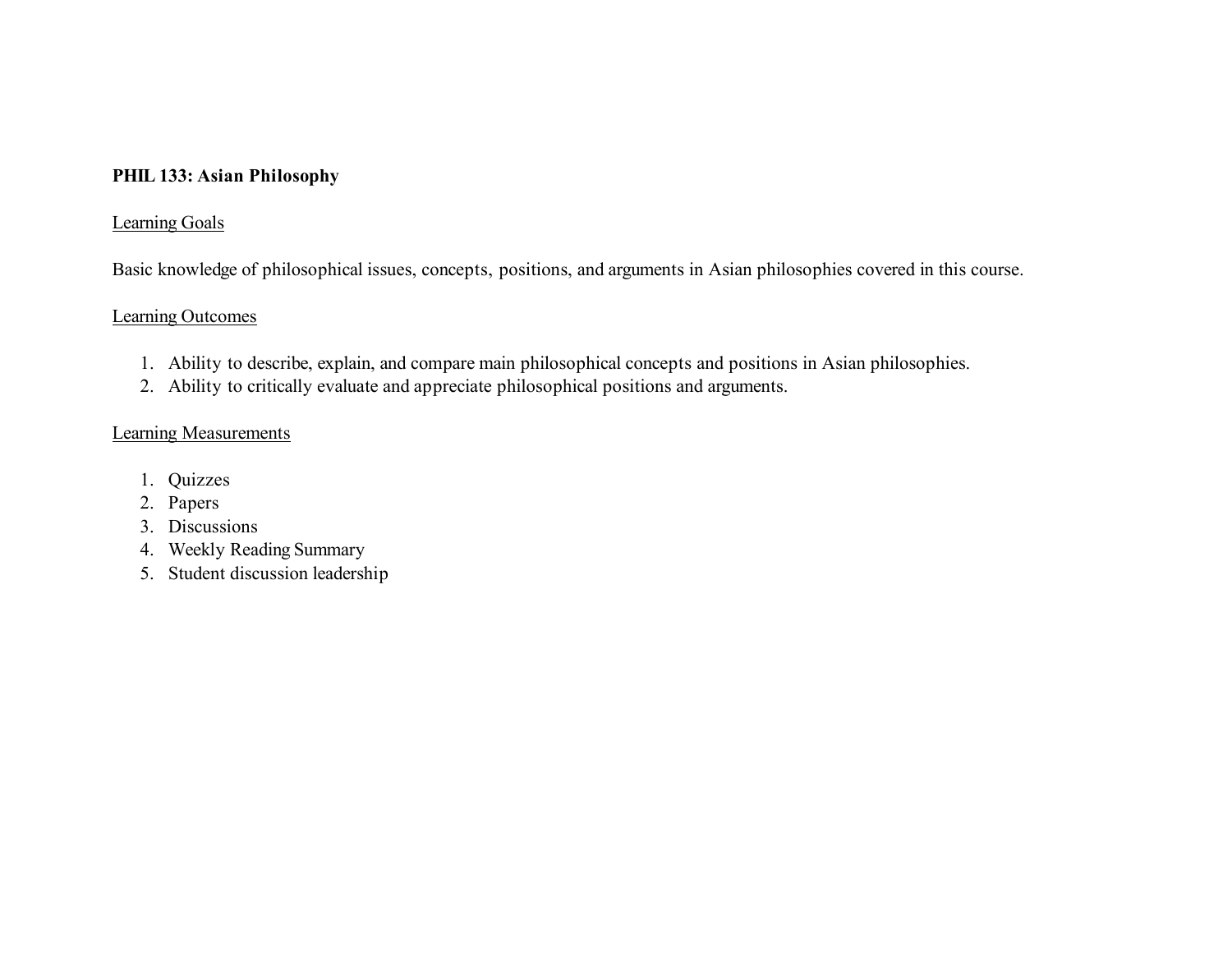**PHIL 133: Asian Philosophy**

Learning Goals

Basic knowledge of philosophical issues, concepts, positions, and arguments in Asian philosophies covered in this course.

Learning Outcomes

1. Ability to describe, explain, and compare main philosophical concepts and positions in Asian philosophies.
2. Ability to critically evaluate and appreciate philosophical positions and arguments.

Learning Measurements

1. Quizzes
2. Papers
3. Discussions
4. Weekly Reading Summary
5. Student discussion leadership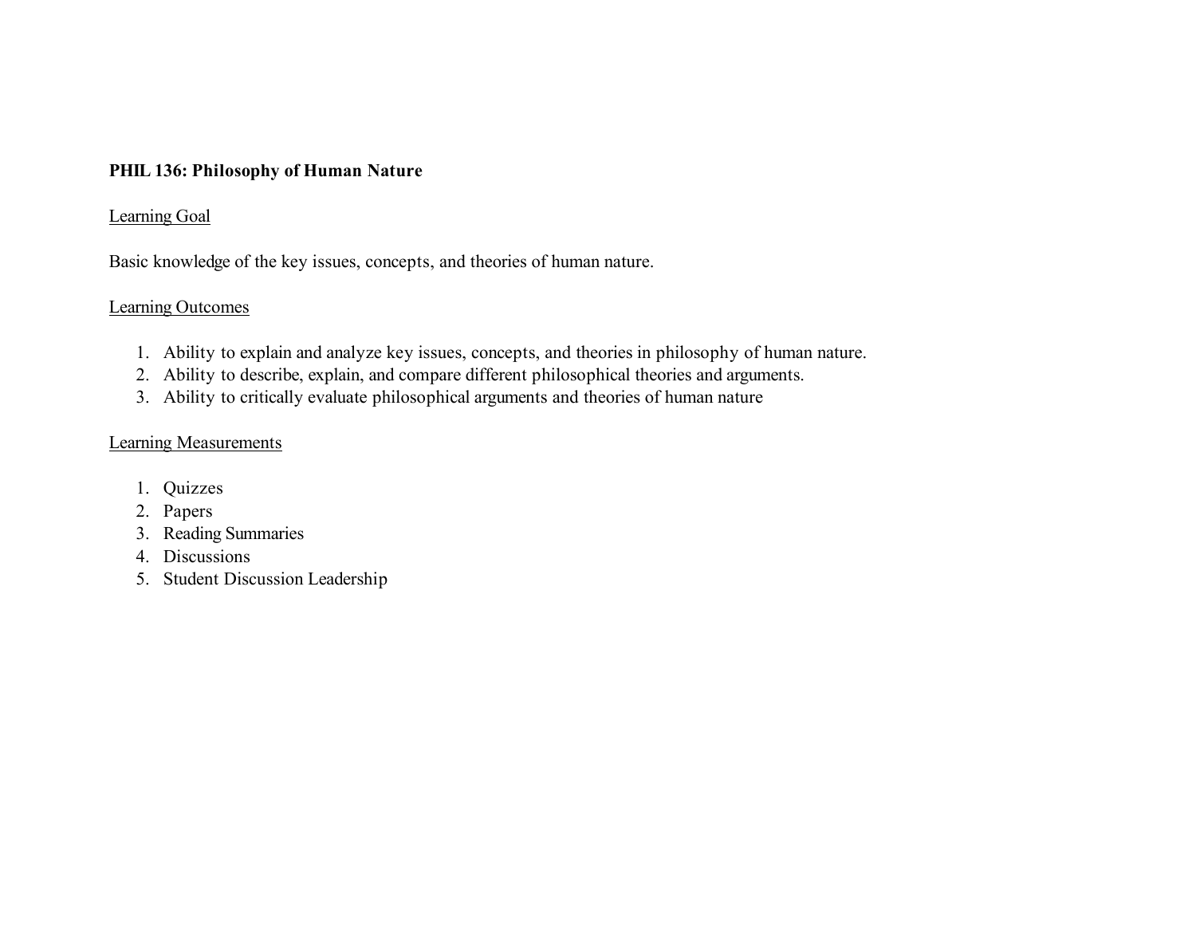**PHIL 136: Philosophy of Human Nature**

Learning Goal

Basic knowledge of the key issues, concepts, and theories of human nature.

Learning Outcomes

1. Ability to explain and analyze key issues, concepts, and theories in philosophy of human nature.
2. Ability to describe, explain, and compare different philosophical theories and arguments.
3. Ability to critically evaluate philosophical arguments and theories of human nature

Learning Measurements

1. Quizzes
2. Papers
3. Reading Summaries
4. Discussions
5. Student Discussion Leadership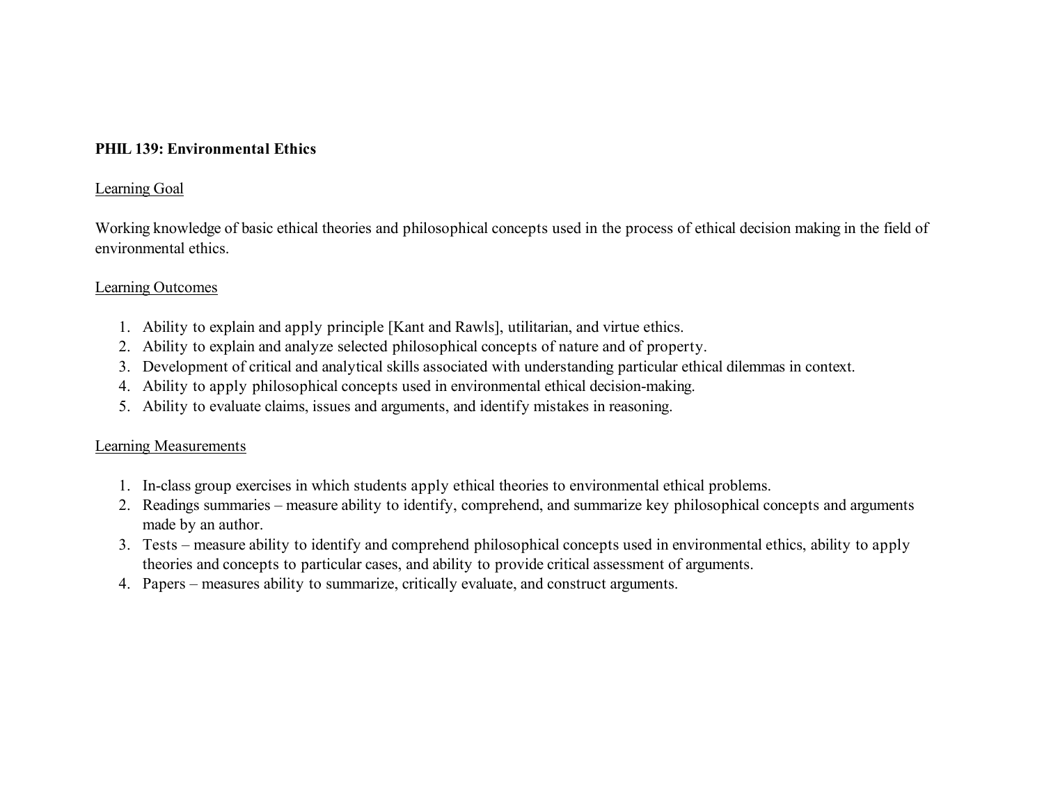**PHIL 139: Environmental Ethics**

Learning Goal

Working knowledge of basic ethical theories and philosophical concepts used in the process of ethical decision making in the field of environmental ethics.

Learning Outcomes

1. Ability to explain and apply principle [Kant and Rawls], utilitarian, and virtue ethics.
2. Ability to explain and analyze selected philosophical concepts of nature and of property.
3. Development of critical and analytical skills associated with understanding particular ethical dilemmas in context.
4. Ability to apply philosophical concepts used in environmental ethical decision-making.
5. Ability to evaluate claims, issues and arguments, and identify mistakes in reasoning.

Learning Measurements

1. In-class group exercises in which students apply ethical theories to environmental ethical problems.
2. Readings summaries – measure ability to identify, comprehend, and summarize key philosophical concepts and arguments made by an author.
3. Tests – measure ability to identify and comprehend philosophical concepts used in environmental ethics, ability to apply theories and concepts to particular cases, and ability to provide critical assessment of arguments.
4. Papers – measures ability to summarize, critically evaluate, and construct arguments.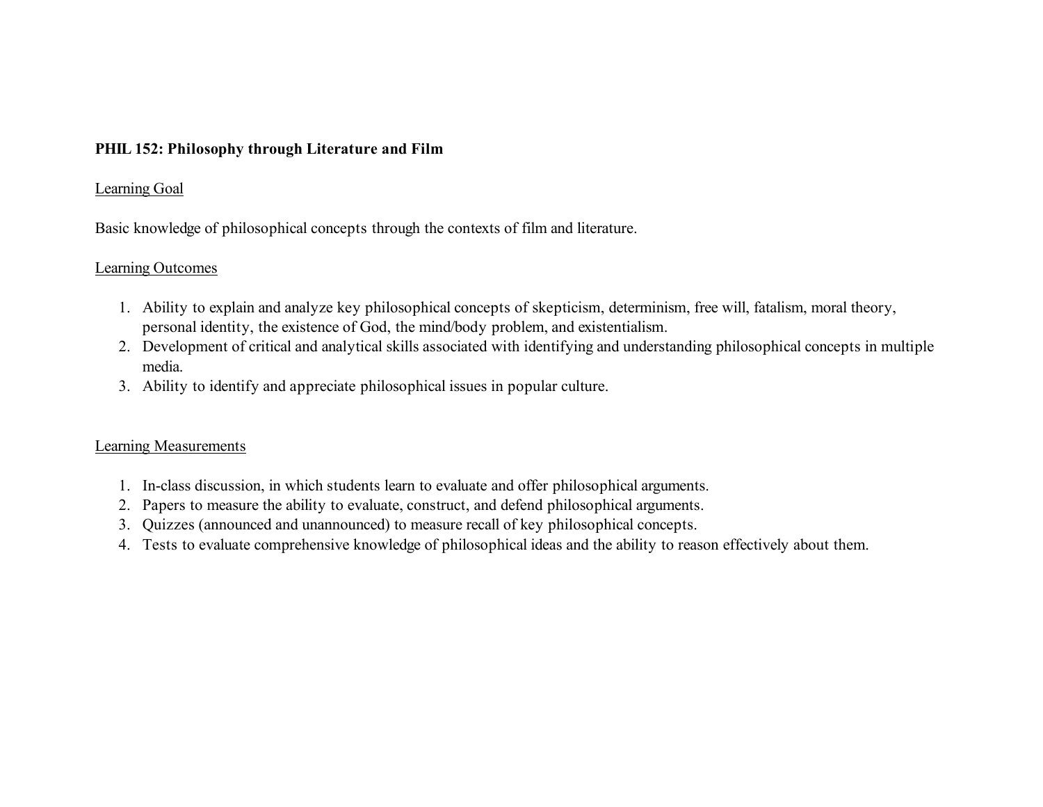**PHIL 152: Philosophy through Literature and Film**

Learning Goal

Basic knowledge of philosophical concepts through the contexts of film and literature.

Learning Outcomes

1. Ability to explain and analyze key philosophical concepts of skepticism, determinism, free will, fatalism, moral theory, personal identity, the existence of God, the mind/body problem, and existentialism.
2. Development of critical and analytical skills associated with identifying and understanding philosophical concepts in multiple media.
3. Ability to identify and appreciate philosophical issues in popular culture.

Learning Measurements

1. In-class discussion, in which students learn to evaluate and offer philosophical arguments.
2. Papers to measure the ability to evaluate, construct, and defend philosophical arguments.
3. Quizzes (announced and unannounced) to measure recall of key philosophical concepts.
4. Tests to evaluate comprehensive knowledge of philosophical ideas and the ability to reason effectively about them.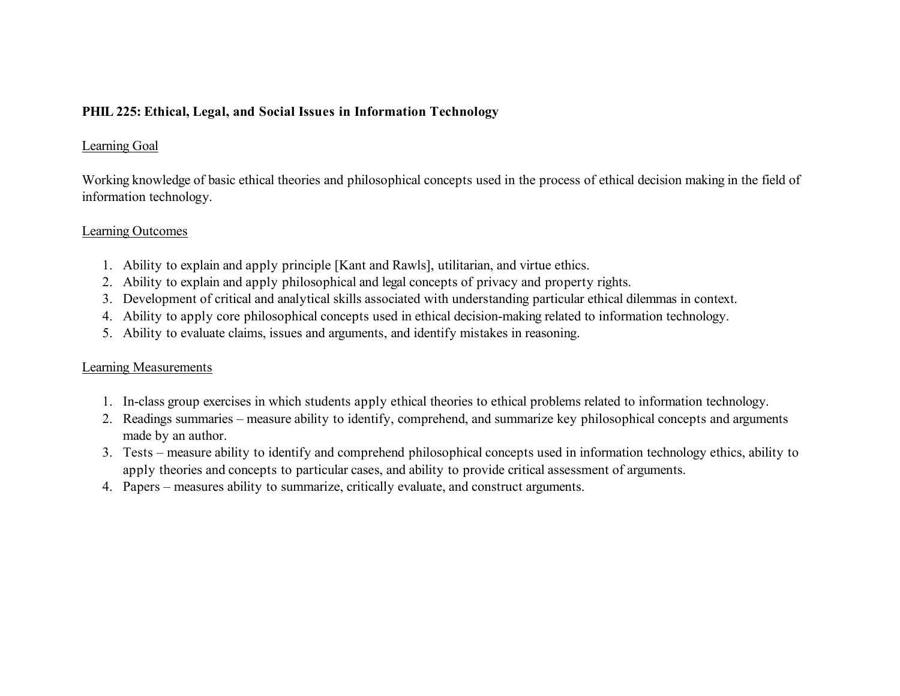**PHIL 225: Ethical, Legal, and Social Issues in Information Technology**

Learning Goal

Working knowledge of basic ethical theories and philosophical concepts used in the process of ethical decision making in the field of information technology.

Learning Outcomes

1. Ability to explain and apply principle [Kant and Rawls], utilitarian, and virtue ethics.
2. Ability to explain and apply philosophical and legal concepts of privacy and property rights.
3. Development of critical and analytical skills associated with understanding particular ethical dilemmas in context.
4. Ability to apply core philosophical concepts used in ethical decision-making related to information technology.
5. Ability to evaluate claims, issues and arguments, and identify mistakes in reasoning.

Learning Measurements

1. In-class group exercises in which students apply ethical theories to ethical problems related to information technology.
2. Readings summaries – measure ability to identify, comprehend, and summarize key philosophical concepts and arguments made by an author.
3. Tests – measure ability to identify and comprehend philosophical concepts used in information technology ethics, ability to apply theories and concepts to particular cases, and ability to provide critical assessment of arguments.
4. Papers – measures ability to summarize, critically evaluate, and construct arguments.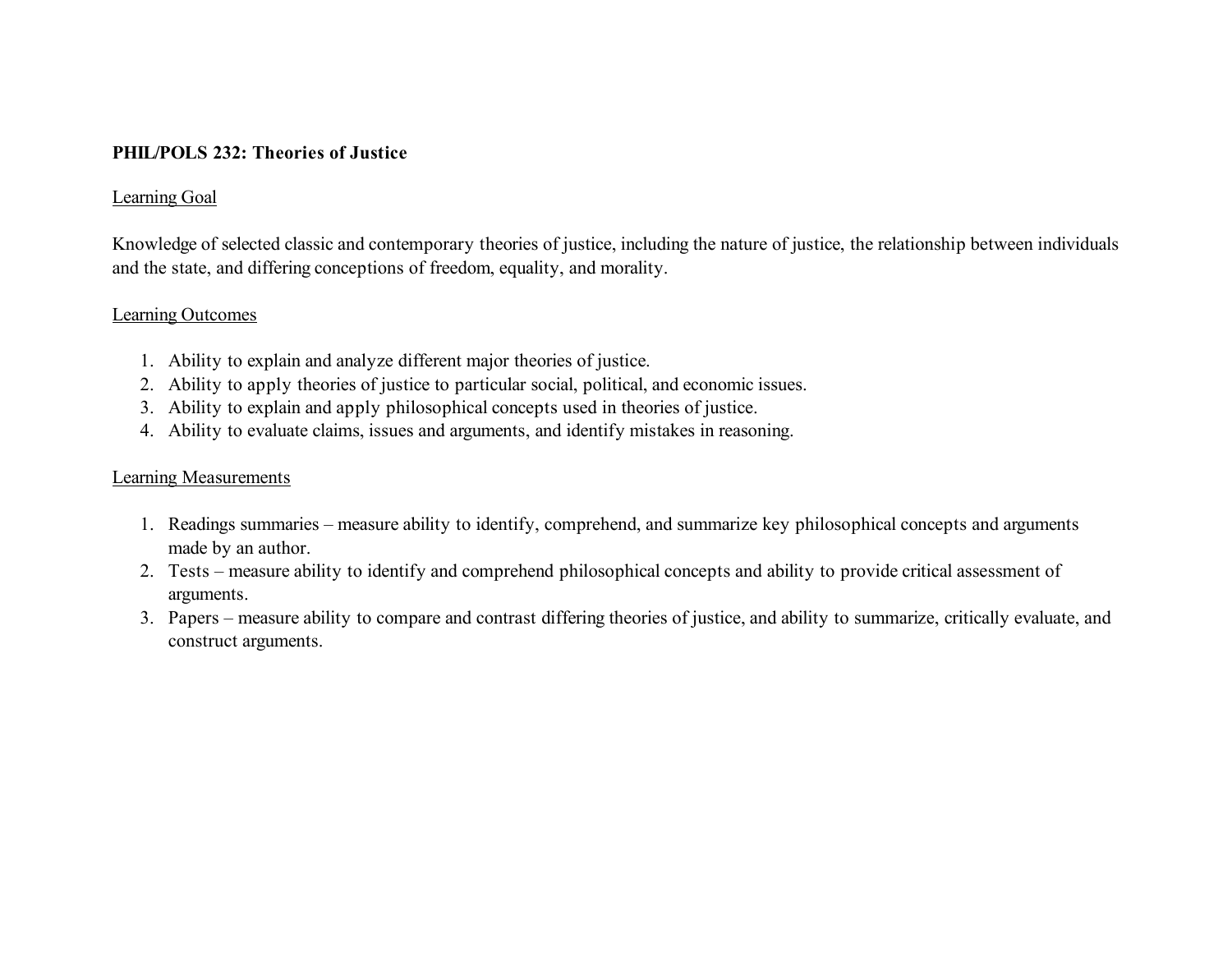**PHIL/POLS 232: Theories of Justice**

Learning Goal

Knowledge of selected classic and contemporary theories of justice, including the nature of justice, the relationship between individuals and the state, and differing conceptions of freedom, equality, and morality.

Learning Outcomes

1. Ability to explain and analyze different major theories of justice.
2. Ability to apply theories of justice to particular social, political, and economic issues.
3. Ability to explain and apply philosophical concepts used in theories of justice.
4. Ability to evaluate claims, issues and arguments, and identify mistakes in reasoning.

Learning Measurements

1. Readings summaries – measure ability to identify, comprehend, and summarize key philosophical concepts and arguments made by an author.
2. Tests – measure ability to identify and comprehend philosophical concepts and ability to provide critical assessment of arguments.
3. Papers – measure ability to compare and contrast differing theories of justice, and ability to summarize, critically evaluate, and construct arguments.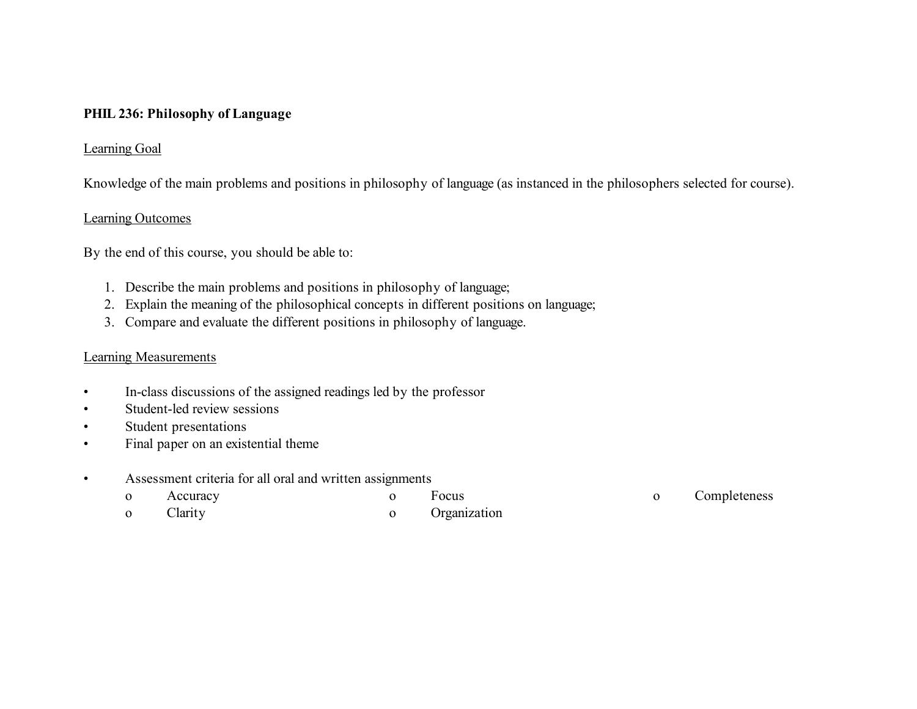**PHIL 236: Philosophy of Language**

<u>Learning Goal</u>

Knowledge of the main problems and positions in philosophy of language (as instanced in the philosophers selected for course).

<u>Learning Outcomes</u>

By the end of this course, you should be able to:

1. Describe the main problems and positions in philosophy of language;
2. Explain the meaning of the philosophical concepts in different positions on language;
3. Compare and evaluate the different positions in philosophy of language.

<u>Learning Measurements</u>

- In-class discussions of the assigned readings led by the professor
- Student-led review sessions
- Student presentations
- Final paper on an existential theme

- Assessment criteria for all oral and written assignments
  - Accuracy
  - Clarity
  - Focus
  - Organization
  - Completeness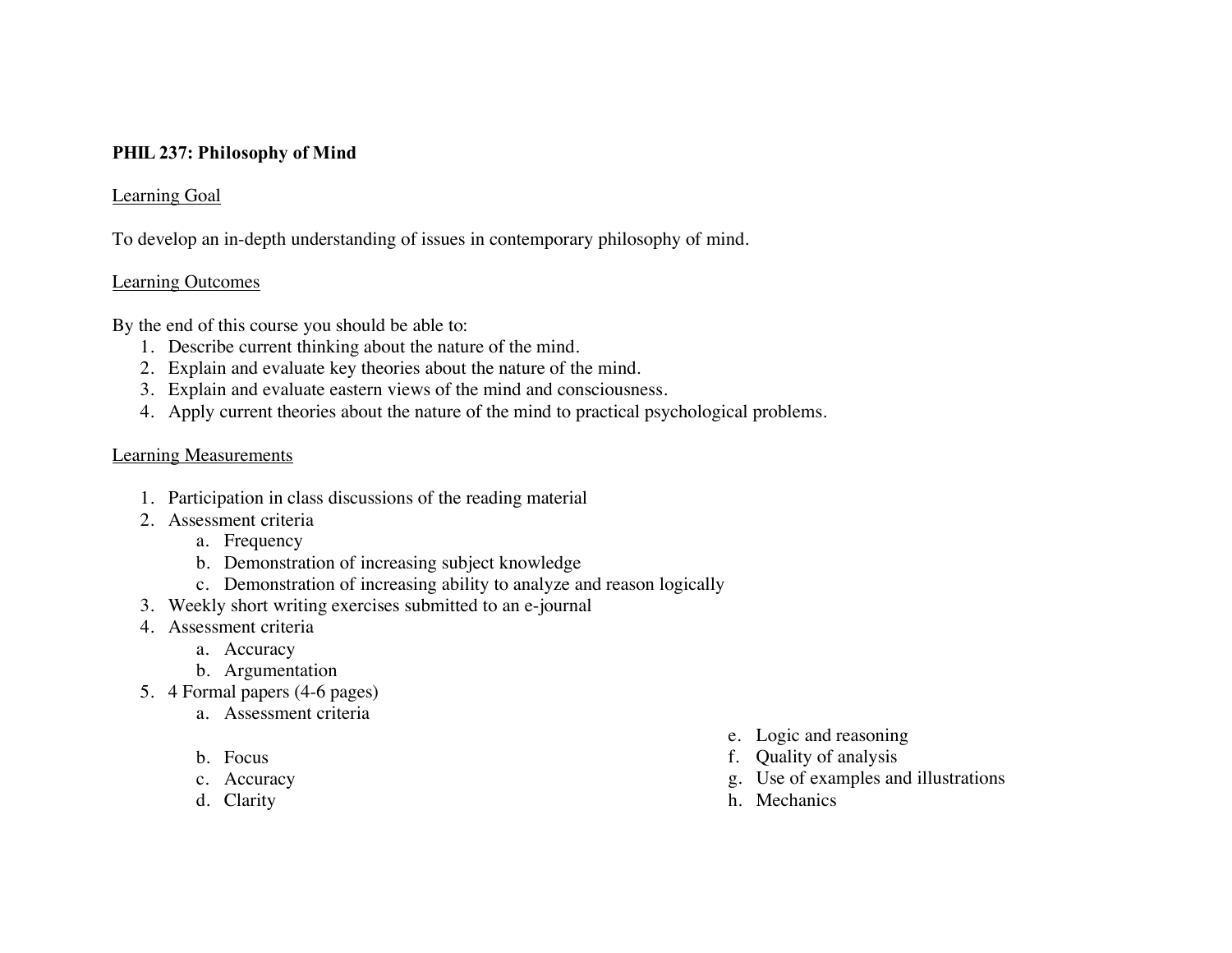**PHIL 237: Philosophy of Mind**

Learning Goal

To develop an in-depth understanding of issues in contemporary philosophy of mind.

Learning Outcomes

By the end of this course you should be able to:

1. Describe current thinking about the nature of the mind.
2. Explain and evaluate key theories about the nature of the mind.
3. Explain and evaluate eastern views of the mind and consciousness.
4. Apply current theories about the nature of the mind to practical psychological problems.

Learning Measurements

1. Participation in class discussions of the reading material
2. Assessment criteria
    a. Frequency
    b. Demonstration of increasing subject knowledge
    c. Demonstration of increasing ability to analyze and reason logically
3. Weekly short writing exercises submitted to an e-journal
4. Assessment criteria
    a. Accuracy
    b. Argumentation
5. 4 Formal papers (4-6 pages)
    a. Assessment criteria
    b. Focus
    c. Accuracy
    d. Clarity
    e. Logic and reasoning
    f. Quality of analysis
    g. Use of examples and illustrations
    h. Mechanics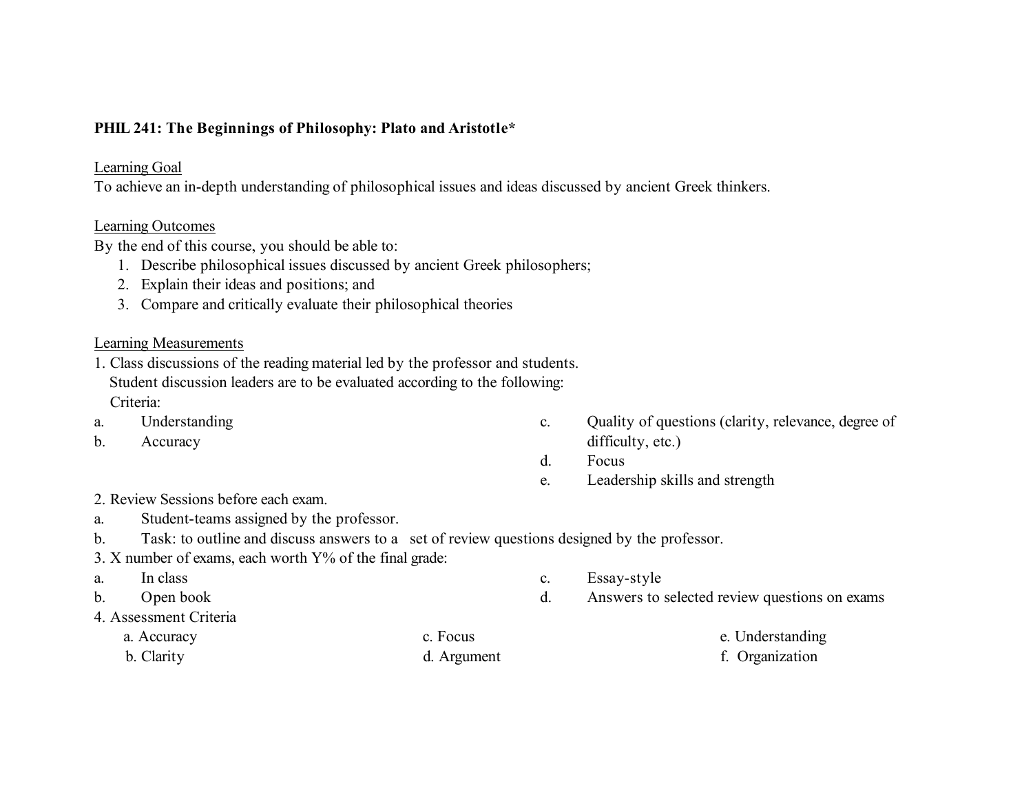**PHIL 241: The Beginnings of Philosophy: Plato and Aristotle***

Learning Goal

To achieve an in-depth understanding of philosophical issues and ideas discussed by ancient Greek thinkers.

Learning Outcomes

By the end of this course, you should be able to:

1. Describe philosophical issues discussed by ancient Greek philosophers;
2. Explain their ideas and positions; and
3. Compare and critically evaluate their philosophical theories

Learning Measurements

1. Class discussions of the reading material led by the professor and students.
   Student discussion leaders are to be evaluated according to the following:
   Criteria:
   a. Understanding
   b. Accuracy
   c. Quality of questions (clarity, relevance, degree of difficulty, etc.)
   d. Focus
   e. Leadership skills and strength
2. Review Sessions before each exam.
   a. Student-teams assigned by the professor.
   b. Task: to outline and discuss answers to a set of review questions designed by the professor.
3. X number of exams, each worth Y% of the final grade:
   a. In class
   b. Open book
   c. Essay-style
   d. Answers to selected review questions on exams
4. Assessment Criteria
   a. Accuracy
   b. Clarity
   c. Focus
   d. Argument
   e. Understanding
   f. Organization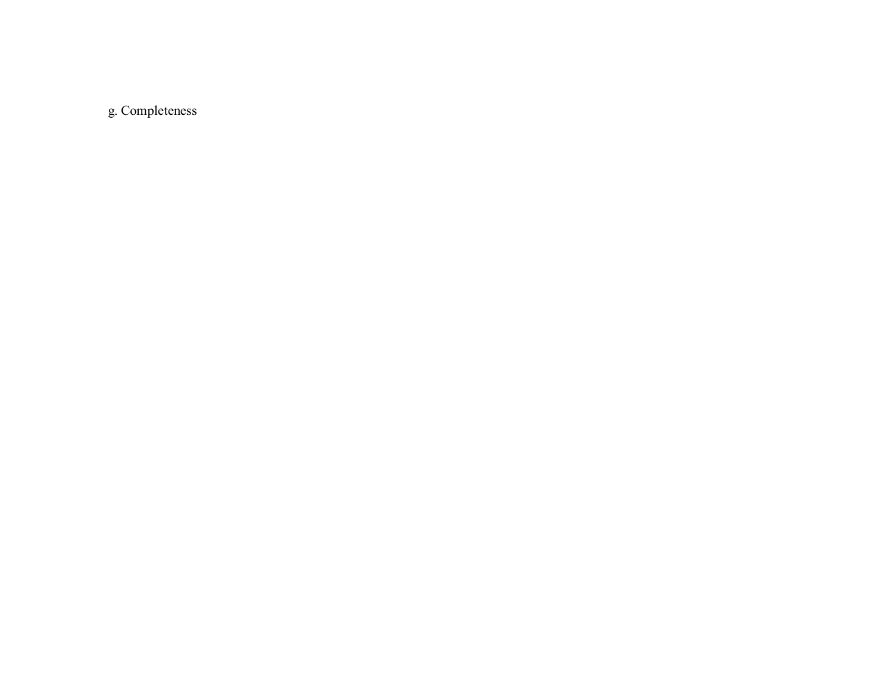g. Completeness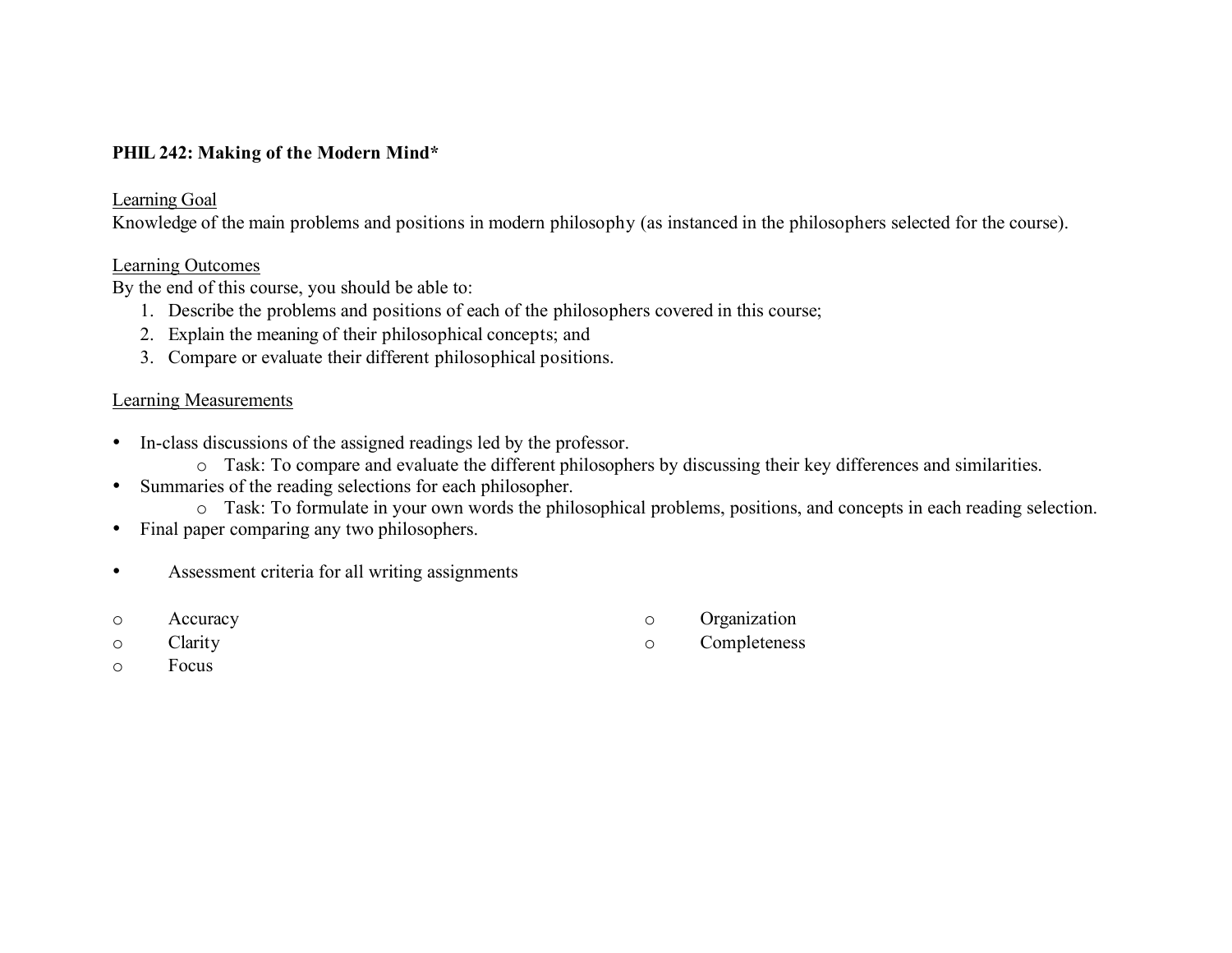**PHIL 242: Making of the Modern Mind***

Learning Goal

Knowledge of the main problems and positions in modern philosophy (as instanced in the philosophers selected for the course).

Learning Outcomes

By the end of this course, you should be able to:

1. Describe the problems and positions of each of the philosophers covered in this course;
2. Explain the meaning of their philosophical concepts; and
3. Compare or evaluate their different philosophical positions.

Learning Measurements

- In-class discussions of the assigned readings led by the professor.
  - Task: To compare and evaluate the different philosophers by discussing their key differences and similarities.
- Summaries of the reading selections for each philosopher.
  - Task: To formulate in your own words the philosophical problems, positions, and concepts in each reading selection.
- Final paper comparing any two philosophers.
- Assessment criteria for all writing assignments
  - Accuracy
  - Clarity
  - Focus
  - Organization
  - Completeness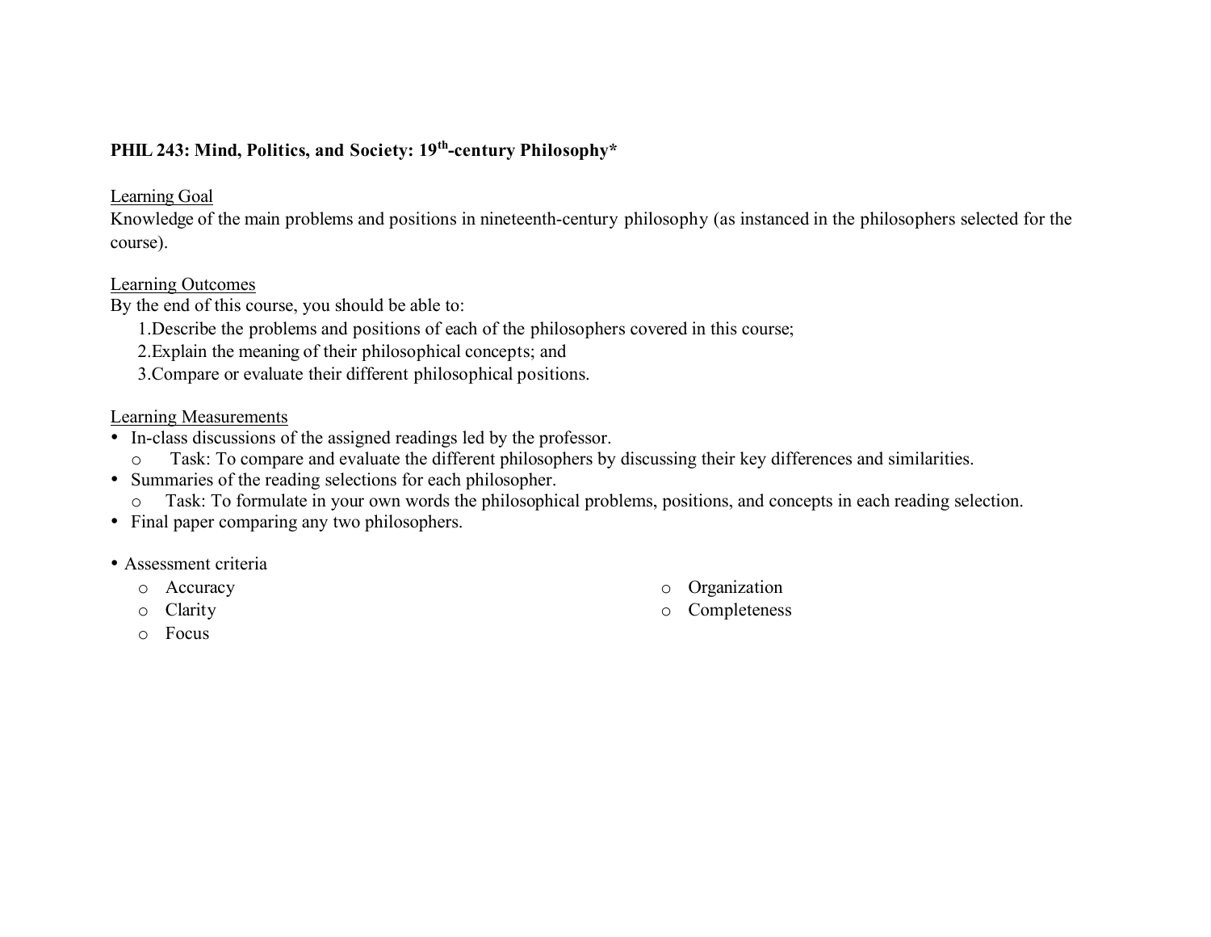**PHIL 243: Mind, Politics, and Society: 19th-century Philosophy***

Learning Goal

Knowledge of the main problems and positions in nineteenth-century philosophy (as instanced in the philosophers selected for the course).

Learning Outcomes

By the end of this course, you should be able to:

1. Describe the problems and positions of each of the philosophers covered in this course;
2. Explain the meaning of their philosophical concepts; and
3. Compare or evaluate their different philosophical positions.

Learning Measurements

- In-class discussions of the assigned readings led by the professor.
  - Task: To compare and evaluate the different philosophers by discussing their key differences and similarities.
- Summaries of the reading selections for each philosopher.
  - Task: To formulate in your own words the philosophical problems, positions, and concepts in each reading selection.
- Final paper comparing any two philosophers.

- Assessment criteria
  - Accuracy
  - Clarity
  - Focus
  - Organization
  - Completeness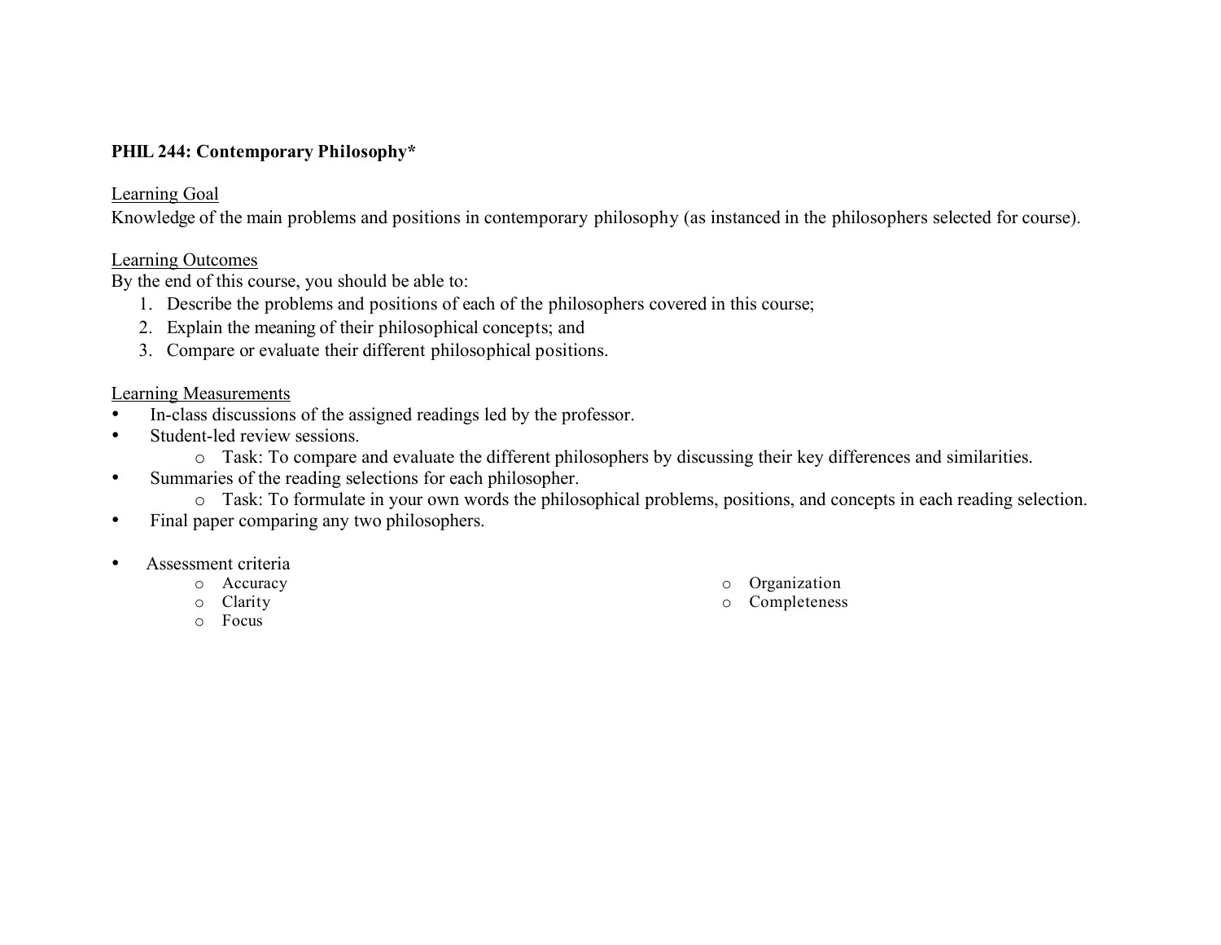**PHIL 244: Contemporary Philosophy***

Learning Goal

Knowledge of the main problems and positions in contemporary philosophy (as instanced in the philosophers selected for course).

Learning Outcomes

By the end of this course, you should be able to:

1. Describe the problems and positions of each of the philosophers covered in this course;
2. Explain the meaning of their philosophical concepts; and
3. Compare or evaluate their different philosophical positions.

Learning Measurements

- In-class discussions of the assigned readings led by the professor.
- Student-led review sessions.
    - Task: To compare and evaluate the different philosophers by discussing their key differences and similarities.
- Summaries of the reading selections for each philosopher.
    - Task: To formulate in your own words the philosophical problems, positions, and concepts in each reading selection.
- Final paper comparing any two philosophers.

- Assessment criteria
    - Accuracy
    - Clarity
    - Focus
    - Organization
    - Completeness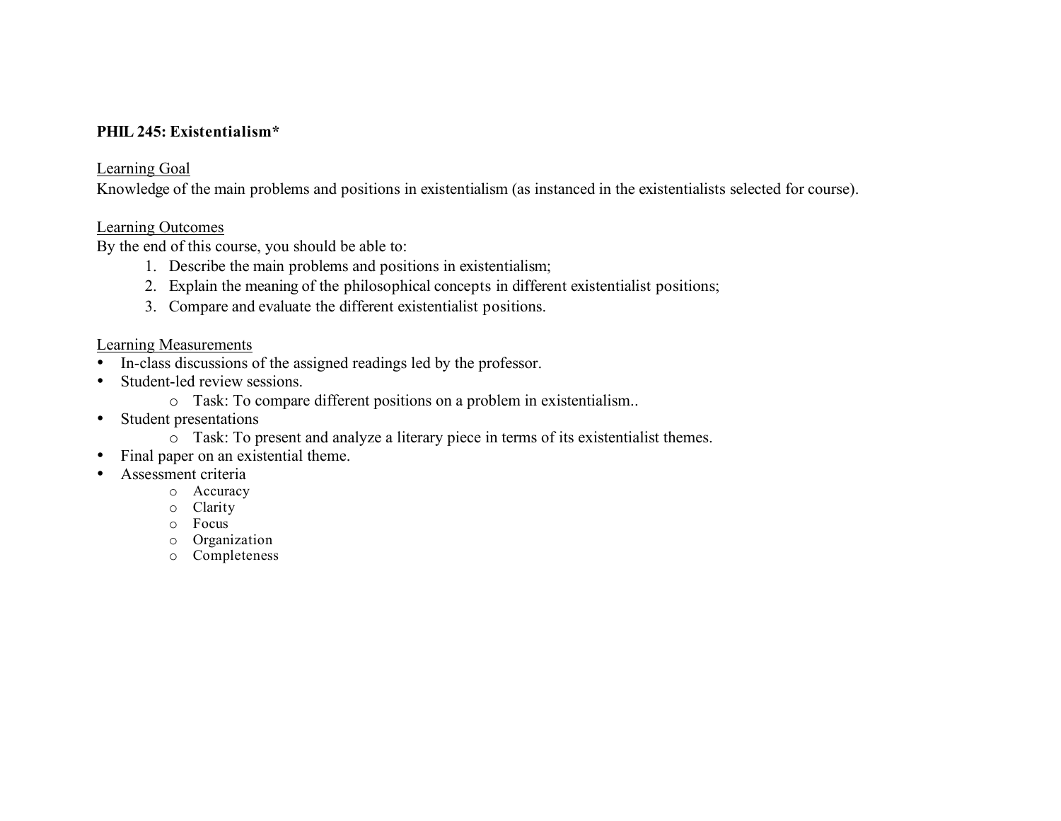**PHIL 245: Existentialism***

Learning Goal

Knowledge of the main problems and positions in existentialism (as instanced in the existentialists selected for course).

Learning Outcomes

By the end of this course, you should be able to:

1. Describe the main problems and positions in existentialism;
2. Explain the meaning of the philosophical concepts in different existentialist positions;
3. Compare and evaluate the different existentialist positions.

Learning Measurements

- In-class discussions of the assigned readings led by the professor.
- Student-led review sessions.
  - Task: To compare different positions on a problem in existentialism..
- Student presentations
  - Task: To present and analyze a literary piece in terms of its existentialist themes.
- Final paper on an existential theme.
- Assessment criteria
  - Accuracy
  - Clarity
  - Focus
  - Organization
  - Completeness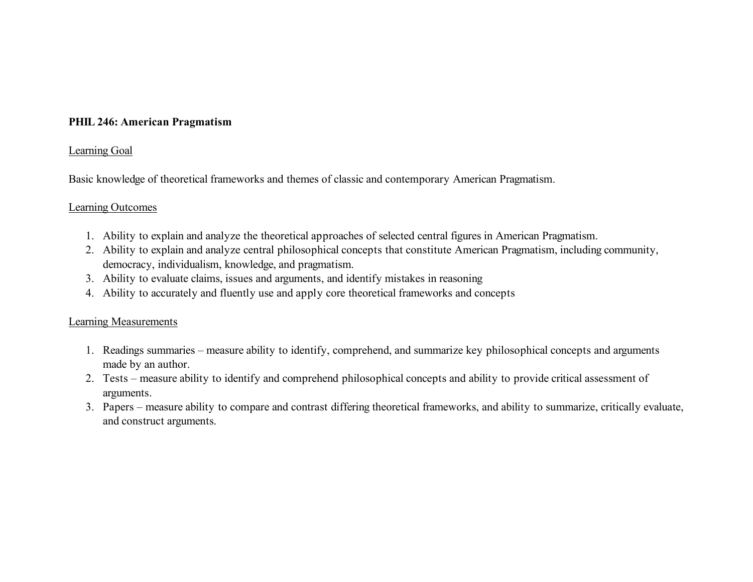**PHIL 246: American Pragmatism**

Learning Goal

Basic knowledge of theoretical frameworks and themes of classic and contemporary American Pragmatism.

Learning Outcomes

1. Ability to explain and analyze the theoretical approaches of selected central figures in American Pragmatism.
2. Ability to explain and analyze central philosophical concepts that constitute American Pragmatism, including community, democracy, individualism, knowledge, and pragmatism.
3. Ability to evaluate claims, issues and arguments, and identify mistakes in reasoning
4. Ability to accurately and fluently use and apply core theoretical frameworks and concepts

Learning Measurements

1. Readings summaries – measure ability to identify, comprehend, and summarize key philosophical concepts and arguments made by an author.
2. Tests – measure ability to identify and comprehend philosophical concepts and ability to provide critical assessment of arguments.
3. Papers – measure ability to compare and contrast differing theoretical frameworks, and ability to summarize, critically evaluate, and construct arguments.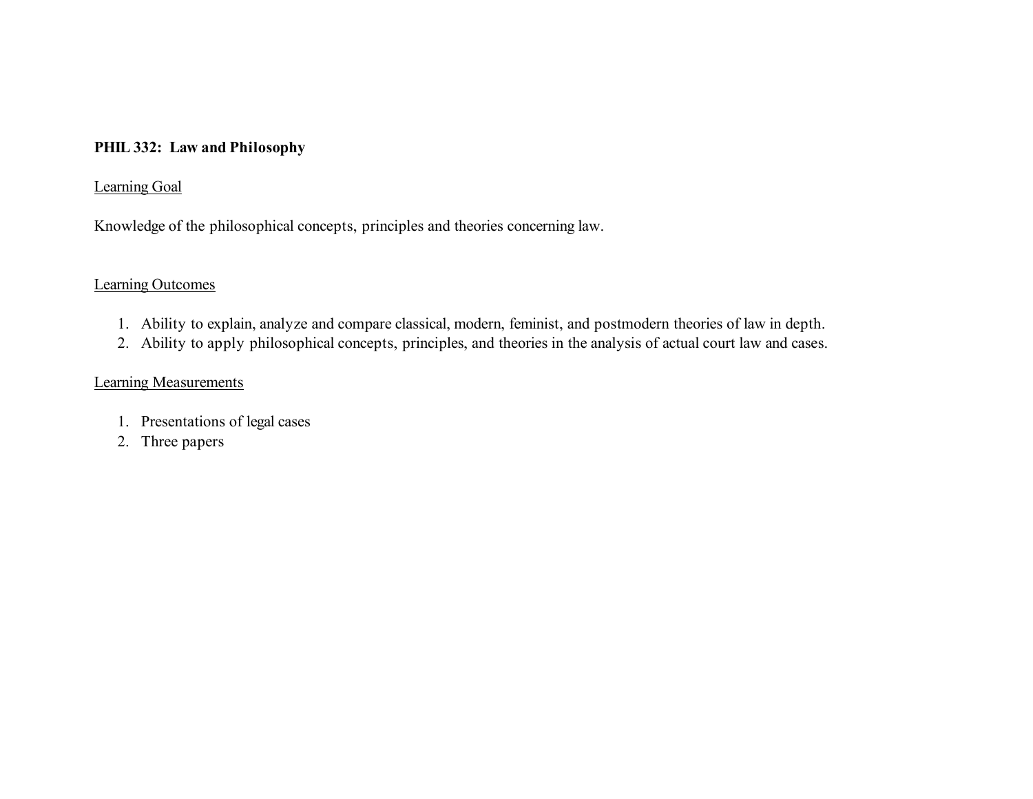**PHIL 332: Law and Philosophy**

<u>Learning Goal</u>

Knowledge of the philosophical concepts, principles and theories concerning law.

<u>Learning Outcomes</u>

1. Ability to explain, analyze and compare classical, modern, feminist, and postmodern theories of law in depth.
2. Ability to apply philosophical concepts, principles, and theories in the analysis of actual court law and cases.

<u>Learning Measurements</u>

1. Presentations of legal cases
2. Three papers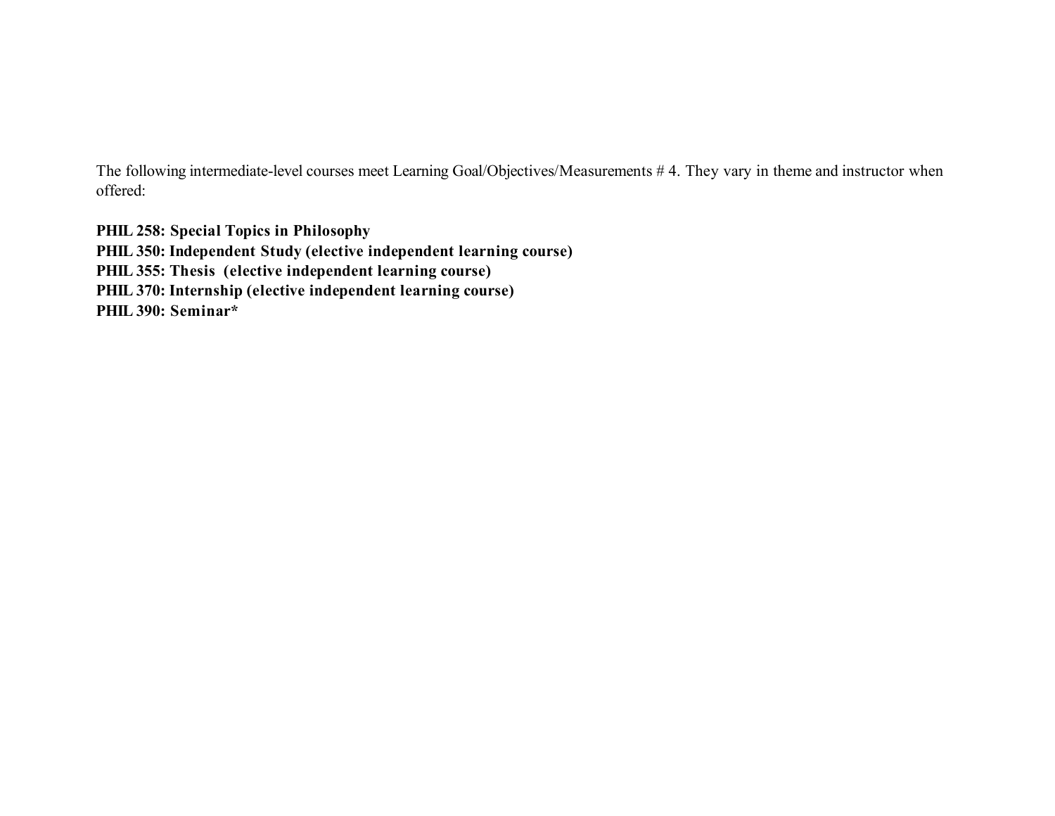The following intermediate-level courses meet Learning Goal/Objectives/Measurements # 4. They vary in theme and instructor when offered:

**PHIL 258: Special Topics in Philosophy**
**PHIL 350: Independent Study (elective independent learning course)**
**PHIL 355: Thesis (elective independent learning course)**
**PHIL 370: Internship (elective independent learning course)**
**PHIL 390: Seminar***